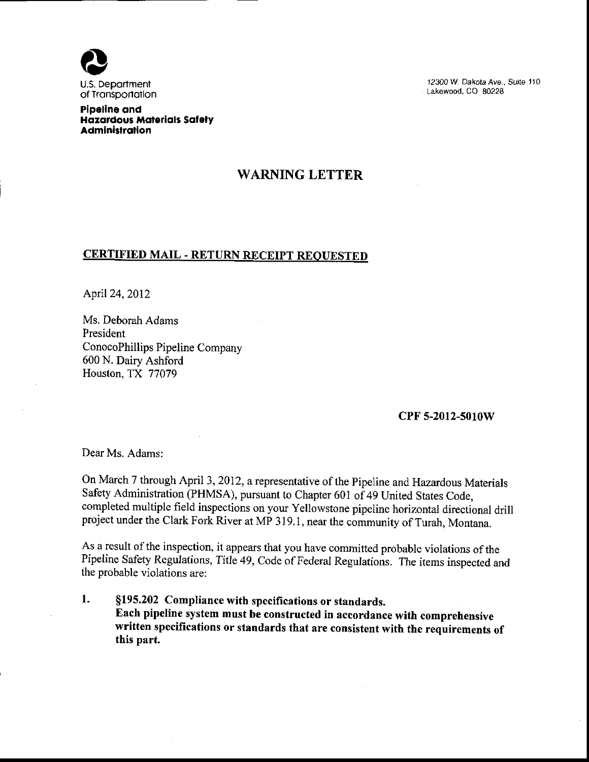U.S. Department of Transportation

**Pipeline and Hazardous Materials Safety Administration**

12300 W. Dakota Ave., Suite 110
Lakewood, CO 80228

# WARNING LETTER

**CERTIFIED MAIL - RETURN RECEIPT REQUESTED**

April 24, 2012

Ms. Deborah Adams
President
ConocoPhillips Pipeline Company
600 N. Dairy Ashford
Houston, TX 77079

**CPF 5-2012-5010W**

Dear Ms. Adams:

On March 7 through April 3, 2012, a representative of the Pipeline and Hazardous Materials Safety Administration (PHMSA), pursuant to Chapter 601 of 49 United States Code, completed multiple field inspections on your Yellowstone pipeline horizontal directional drill project under the Clark Fork River at MP 319.1, near the community of Turah, Montana.

As a result of the inspection, it appears that you have committed probable violations of the Pipeline Safety Regulations, Title 49, Code of Federal Regulations. The items inspected and the probable violations are:

1. **§195.202 Compliance with specifications or standards.**
   **Each pipeline system must be constructed in accordance with comprehensive written specifications or standards that are consistent with the requirements of this part.**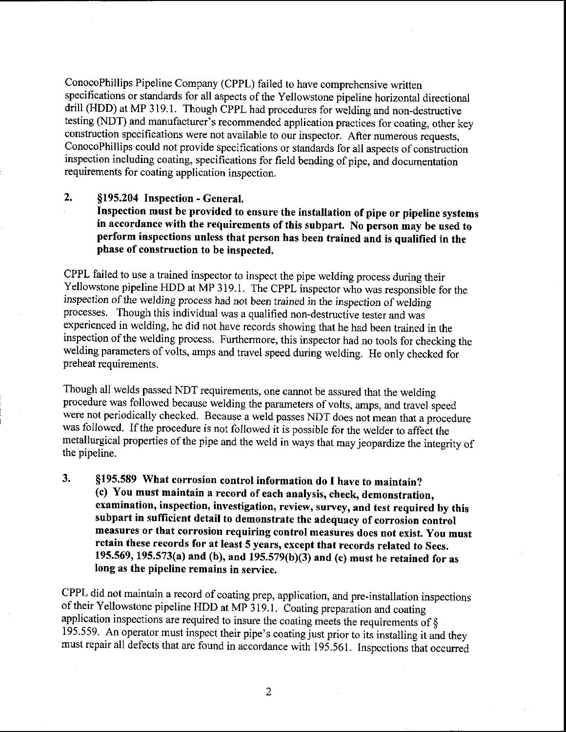ConocoPhillips Pipeline Company (CPPL) failed to have comprehensive written specifications or standards for all aspects of the Yellowstone pipeline horizontal directional drill (HDD) at MP 319.1. Though CPPL had procedures for welding and non-destructive testing (NDT) and manufacturer's recommended application practices for coating, other key construction specifications were not available to our inspector. After numerous requests, ConocoPhillips could not provide specifications or standards for all aspects of construction inspection including coating, specifications for field bending of pipe, and documentation requirements for coating application inspection.

**2. §195.204 Inspection - General.**
**Inspection must be provided to ensure the installation of pipe or pipeline systems in accordance with the requirements of this subpart. No person may be used to perform inspections unless that person has been trained and is qualified in the phase of construction to be inspected.**

CPPL failed to use a trained inspector to inspect the pipe welding process during their Yellowstone pipeline HDD at MP 319.1. The CPPL inspector who was responsible for the inspection of the welding process had not been trained in the inspection of welding processes. Though this individual was a qualified non-destructive tester and was experienced in welding, he did not have records showing that he had been trained in the inspection of the welding process. Furthermore, this inspector had no tools for checking the welding parameters of volts, amps and travel speed during welding. He only checked for preheat requirements.

Though all welds passed NDT requirements, one cannot be assured that the welding procedure was followed because welding the parameters of volts, amps, and travel speed were not periodically checked. Because a weld passes NDT does not mean that a procedure was followed. If the procedure is not followed it is possible for the welder to affect the metallurgical properties of the pipe and the weld in ways that may jeopardize the integrity of the pipeline.

**3. §195.589 What corrosion control information do I have to maintain?**
**(c) You must maintain a record of each analysis, check, demonstration, examination, inspection, investigation, review, survey, and test required by this subpart in sufficient detail to demonstrate the adequacy of corrosion control measures or that corrosion requiring control measures does not exist. You must retain these records for at least 5 years, except that records related to Secs. 195.569, 195.573(a) and (b), and 195.579(b)(3) and (c) must be retained for as long as the pipeline remains in service.**

CPPL did not maintain a record of coating prep, application, and pre-installation inspections of their Yellowstone pipeline HDD at MP 319.1. Coating preparation and coating application inspections are required to insure the coating meets the requirements of § 195.559. An operator must inspect their pipe's coating just prior to its installing it and they must repair all defects that are found in accordance with 195.561. Inspections that occurred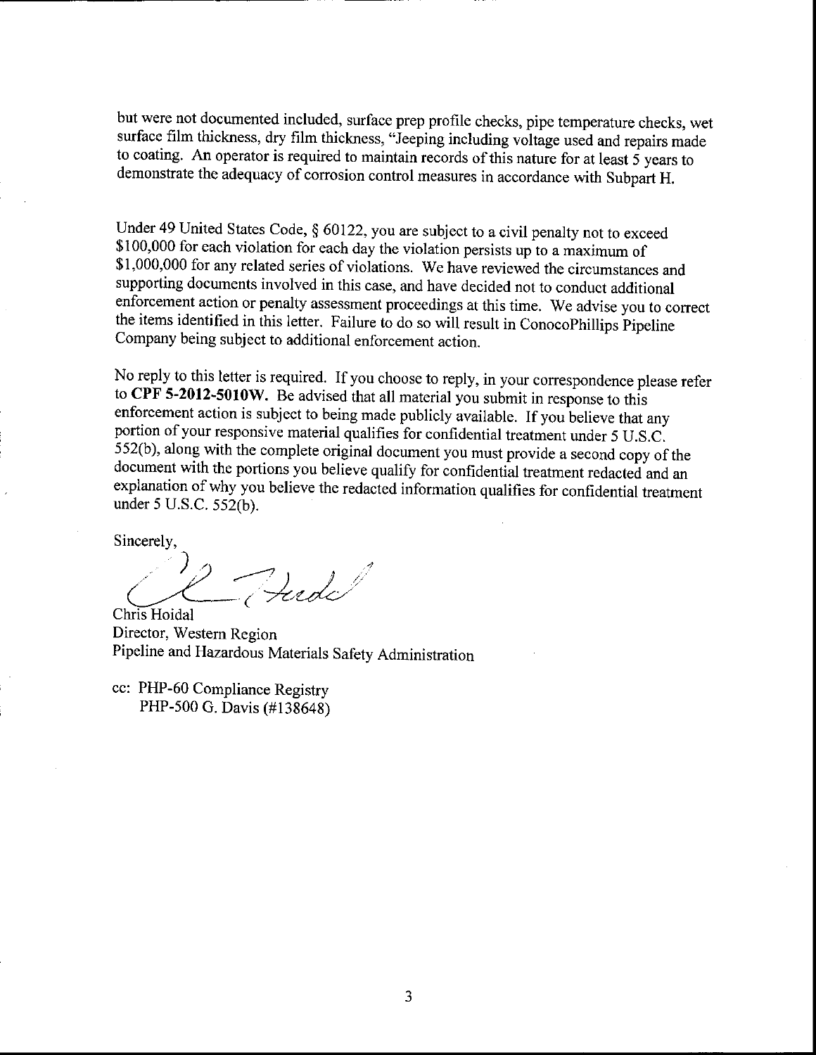but were not documented included, surface prep profile checks, pipe temperature checks, wet surface film thickness, dry film thickness, "Jeeping including voltage used and repairs made to coating. An operator is required to maintain records of this nature for at least 5 years to demonstrate the adequacy of corrosion control measures in accordance with Subpart H.

Under 49 United States Code, § 60122, you are subject to a civil penalty not to exceed $100,000 for each violation for each day the violation persists up to a maximum of $1,000,000 for any related series of violations. We have reviewed the circumstances and supporting documents involved in this case, and have decided not to conduct additional enforcement action or penalty assessment proceedings at this time. We advise you to correct the items identified in this letter. Failure to do so will result in ConocoPhillips Pipeline Company being subject to additional enforcement action.

No reply to this letter is required. If you choose to reply, in your correspondence please refer to **CPF 5-2012-5010W.** Be advised that all material you submit in response to this enforcement action is subject to being made publicly available. If you believe that any portion of your responsive material qualifies for confidential treatment under 5 U.S.C. 552(b), along with the complete original document you must provide a second copy of the document with the portions you believe qualify for confidential treatment redacted and an explanation of why you believe the redacted information qualifies for confidential treatment under 5 U.S.C. 552(b).

Sincerely,

Chris Hoidal
Director, Western Region
Pipeline and Hazardous Materials Safety Administration

cc: PHP-60 Compliance Registry
PHP-500 G. Davis (#138648)